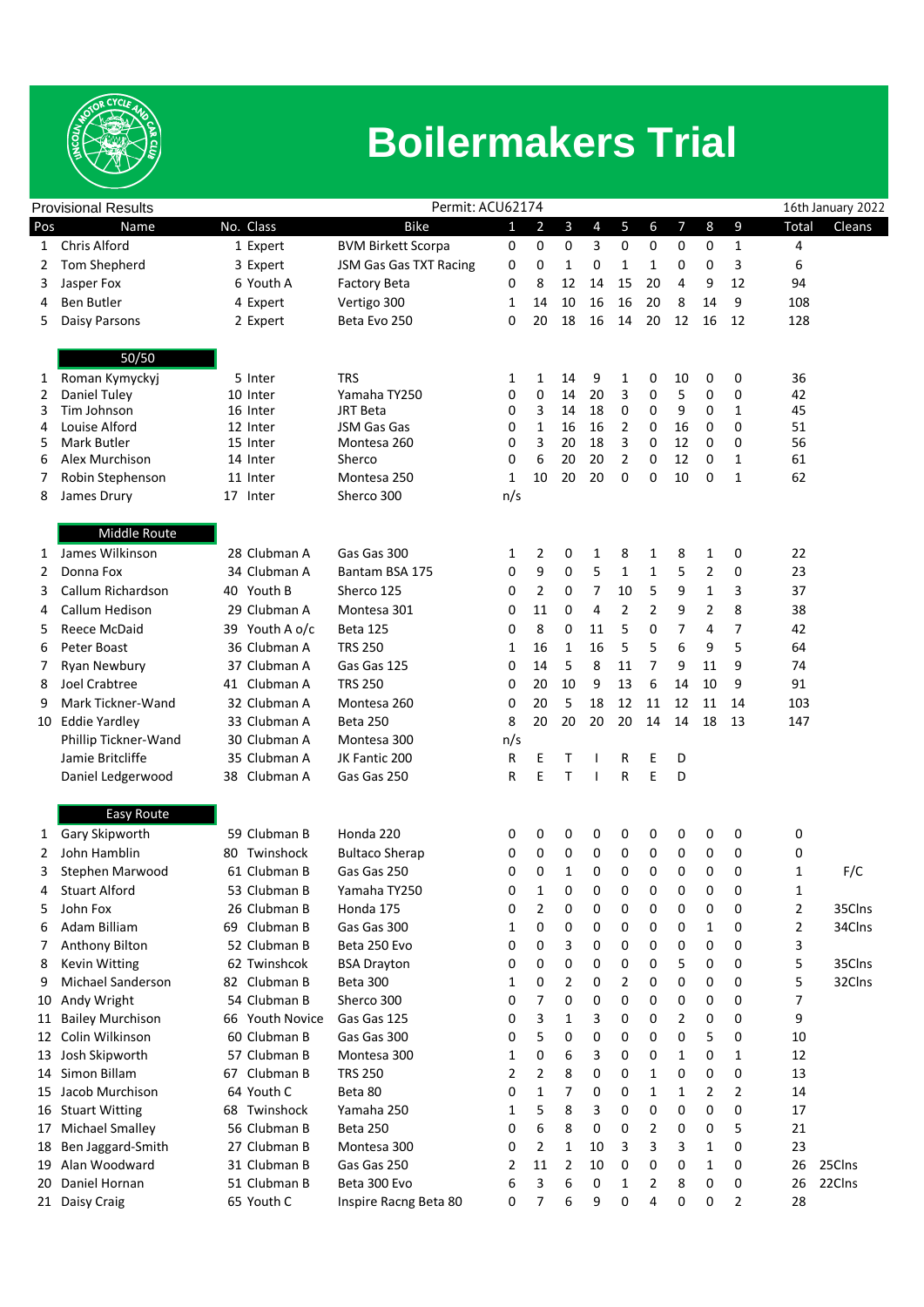# Boilermakers Trial

Provisional Results | Permit: ACU62174 | 16th January 2022

| Pos | Name | No. | Class | Bike | 1 | 2 | 3 | 4 | 5 | 6 | 7 | 8 | 9 | Total | Cleans |
|---|---|---|---|---|---|---|---|---|---|---|---|---|---|---|---|
| 1 | Chris Alford | 1 | Expert | BVM Birkett Scorpa | 0 | 0 | 0 | 3 | 0 | 0 | 0 | 0 | 1 | 4 | |
| 2 | Tom Shepherd | 3 | Expert | JSM Gas Gas TXT Racing | 0 | 0 | 1 | 0 | 1 | 1 | 0 | 0 | 3 | 6 | |
| 3 | Jasper Fox | 6 | Youth A | Factory Beta | 0 | 8 | 12 | 14 | 15 | 20 | 4 | 9 | 12 | 94 | |
| 4 | Ben Butler | 4 | Expert | Vertigo 300 | 1 | 14 | 10 | 16 | 16 | 20 | 8 | 14 | 9 | 108 | |
| 5 | Daisy Parsons | 2 | Expert | Beta Evo 250 | 0 | 20 | 18 | 16 | 14 | 20 | 12 | 16 | 12 | 128 | |

## 50/50

| Pos | Name | No. | Class | Bike | 1 | 2 | 3 | 4 | 5 | 6 | 7 | 8 | 9 | Total | Cleans |
|---|---|---|---|---|---|---|---|---|---|---|---|---|---|---|---|
| 1 | Roman Kymyckyj | 5 | Inter | TRS | 1 | 1 | 14 | 9 | 1 | 0 | 10 | 0 | 0 | 36 | |
| 2 | Daniel Tuley | 10 | Inter | Yamaha TY250 | 0 | 0 | 14 | 20 | 3 | 0 | 5 | 0 | 0 | 42 | |
| 3 | Tim Johnson | 16 | Inter | JRT Beta | 0 | 3 | 14 | 18 | 0 | 0 | 9 | 0 | 1 | 45 | |
| 4 | Louise Alford | 12 | Inter | JSM Gas Gas | 0 | 1 | 16 | 16 | 2 | 0 | 16 | 0 | 0 | 51 | |
| 5 | Mark Butler | 15 | Inter | Montesa 260 | 0 | 3 | 20 | 18 | 3 | 0 | 12 | 0 | 0 | 56 | |
| 6 | Alex Murchison | 14 | Inter | Sherco | 0 | 6 | 20 | 20 | 2 | 0 | 12 | 0 | 1 | 61 | |
| 7 | Robin Stephenson | 11 | Inter | Montesa 250 | 1 | 10 | 20 | 20 | 0 | 0 | 10 | 0 | 1 | 62 | |
| 8 | James Drury | 17 | Inter | Sherco 300 | n/s | | | | | | | | | | |

## Middle Route

| Pos | Name | No. | Class | Bike | 1 | 2 | 3 | 4 | 5 | 6 | 7 | 8 | 9 | Total | Cleans |
|---|---|---|---|---|---|---|---|---|---|---|---|---|---|---|---|
| 1 | James Wilkinson | 28 | Clubman A | Gas Gas 300 | 1 | 2 | 0 | 1 | 8 | 1 | 8 | 1 | 0 | 22 | |
| 2 | Donna Fox | 34 | Clubman A | Bantam BSA 175 | 0 | 9 | 0 | 5 | 1 | 1 | 5 | 2 | 0 | 23 | |
| 3 | Callum Richardson | 40 | Youth B | Sherco 125 | 0 | 2 | 0 | 7 | 10 | 5 | 9 | 1 | 3 | 37 | |
| 4 | Callum Hedison | 29 | Clubman A | Montesa 301 | 0 | 11 | 0 | 4 | 2 | 2 | 9 | 2 | 8 | 38 | |
| 5 | Reece McDaid | 39 | Youth A o/c | Beta 125 | 0 | 8 | 0 | 11 | 5 | 0 | 7 | 4 | 7 | 42 | |
| 6 | Peter Boast | 36 | Clubman A | TRS 250 | 1 | 16 | 1 | 16 | 5 | 5 | 6 | 9 | 5 | 64 | |
| 7 | Ryan Newbury | 37 | Clubman A | Gas Gas 125 | 0 | 14 | 5 | 8 | 11 | 7 | 9 | 11 | 9 | 74 | |
| 8 | Joel Crabtree | 41 | Clubman A | TRS 250 | 0 | 20 | 10 | 9 | 13 | 6 | 14 | 10 | 9 | 91 | |
| 9 | Mark Tickner-Wand | 32 | Clubman A | Montesa 260 | 0 | 20 | 5 | 18 | 12 | 11 | 12 | 11 | 14 | 103 | |
| 10 | Eddie Yardley | 33 | Clubman A | Beta 250 | 8 | 20 | 20 | 20 | 20 | 14 | 14 | 18 | 13 | 147 | |
| | Phillip Tickner-Wand | 30 | Clubman A | Montesa 300 | n/s | | | | | | | | | | |
| | Jamie Britcliffe | 35 | Clubman A | JK Fantic 200 | R | E | T | I | R | E | D | | | | |
| | Daniel Ledgerwood | 38 | Clubman A | Gas Gas 250 | R | E | T | I | R | E | D | | | | |

## Easy Route

| Pos | Name | No. | Class | Bike | 1 | 2 | 3 | 4 | 5 | 6 | 7 | 8 | 9 | Total | Cleans |
|---|---|---|---|---|---|---|---|---|---|---|---|---|---|---|---|
| 1 | Gary Skipworth | 59 | Clubman B | Honda 220 | 0 | 0 | 0 | 0 | 0 | 0 | 0 | 0 | 0 | 0 | |
| 2 | John Hamblin | 80 | Twinshock | Bultaco Sherap | 0 | 0 | 0 | 0 | 0 | 0 | 0 | 0 | 0 | 0 | |
| 3 | Stephen Marwood | 61 | Clubman B | Gas Gas 250 | 0 | 0 | 1 | 0 | 0 | 0 | 0 | 0 | 0 | 1 | F/C |
| 4 | Stuart Alford | 53 | Clubman B | Yamaha TY250 | 0 | 1 | 0 | 0 | 0 | 0 | 0 | 0 | 0 | 1 | |
| 5 | John Fox | 26 | Clubman B | Honda 175 | 0 | 2 | 0 | 0 | 0 | 0 | 0 | 0 | 0 | 2 | 35Clns |
| 6 | Adam Billiam | 69 | Clubman B | Gas Gas 300 | 1 | 0 | 0 | 0 | 0 | 0 | 0 | 1 | 0 | 2 | 34Clns |
| 7 | Anthony Bilton | 52 | Clubman B | Beta 250 Evo | 0 | 0 | 3 | 0 | 0 | 0 | 0 | 0 | 0 | 3 | |
| 8 | Kevin Witting | 62 | Twinshcok | BSA Drayton | 0 | 0 | 0 | 0 | 0 | 0 | 5 | 0 | 0 | 5 | 35Clns |
| 9 | Michael Sanderson | 82 | Clubman B | Beta 300 | 1 | 0 | 2 | 0 | 2 | 0 | 0 | 0 | 0 | 5 | 32Clns |
| 10 | Andy Wright | 54 | Clubman B | Sherco 300 | 0 | 7 | 0 | 0 | 0 | 0 | 0 | 0 | 0 | 7 | |
| 11 | Bailey Murchison | 66 | Youth Novice | Gas Gas 125 | 0 | 3 | 1 | 3 | 0 | 0 | 2 | 0 | 0 | 9 | |
| 12 | Colin Wilkinson | 60 | Clubman B | Gas Gas 300 | 0 | 5 | 0 | 0 | 0 | 0 | 0 | 5 | 0 | 10 | |
| 13 | Josh Skipworth | 57 | Clubman B | Montesa 300 | 1 | 0 | 6 | 3 | 0 | 0 | 1 | 0 | 1 | 12 | |
| 14 | Simon Billam | 67 | Clubman B | TRS 250 | 2 | 2 | 8 | 0 | 0 | 1 | 0 | 0 | 0 | 13 | |
| 15 | Jacob Murchison | 64 | Youth C | Beta 80 | 0 | 1 | 7 | 0 | 0 | 1 | 1 | 2 | 2 | 14 | |
| 16 | Stuart Witting | 68 | Twinshock | Yamaha 250 | 1 | 5 | 8 | 3 | 0 | 0 | 0 | 0 | 0 | 17 | |
| 17 | Michael Smalley | 56 | Clubman B | Beta 250 | 0 | 6 | 8 | 0 | 0 | 2 | 0 | 0 | 5 | 21 | |
| 18 | Ben Jaggard-Smith | 27 | Clubman B | Montesa 300 | 0 | 2 | 1 | 10 | 3 | 3 | 3 | 1 | 0 | 23 | |
| 19 | Alan Woodward | 31 | Clubman B | Gas Gas 250 | 2 | 11 | 2 | 10 | 0 | 0 | 0 | 1 | 0 | 26 | 25Clns |
| 20 | Daniel Hornan | 51 | Clubman B | Beta 300 Evo | 6 | 3 | 6 | 0 | 1 | 2 | 8 | 0 | 0 | 26 | 22Clns |
| 21 | Daisy Craig | 65 | Youth C | Inspire Racng Beta 80 | 0 | 7 | 6 | 9 | 0 | 4 | 0 | 0 | 2 | 28 | |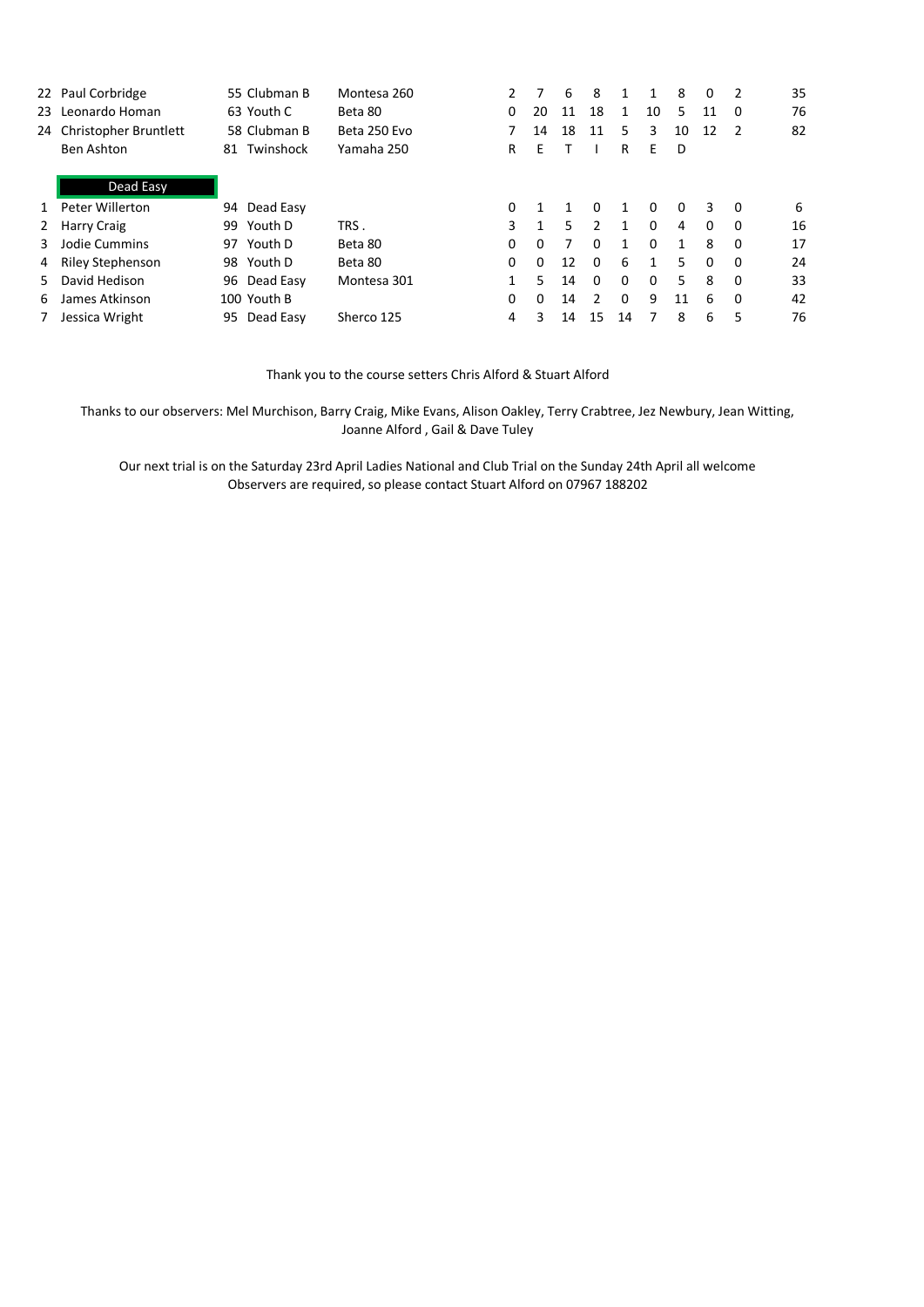| | | | | | | | | | | | | | | | | |
|---|---|---|---|---|---|---|---|---|---|---|---|---|---|---|---|---|
| 22 | Paul Corbridge | 55 | Clubman B | Montesa 260 | 2 | 7 | 6 | 8 | 1 | 1 | 8 | 0 | 2 | 35 |
| 23 | Leonardo Homan | 63 | Youth C | Beta 80 | 0 | 20 | 11 | 18 | 1 | 10 | 5 | 11 | 0 | 76 |
| 24 | Christopher Bruntlett | 58 | Clubman B | Beta 250 Evo | 7 | 14 | 18 | 11 | 5 | 3 | 10 | 12 | 2 | 82 |
| | Ben Ashton | 81 | Twinshock | Yamaha 250 | R | E | T | I | R | E | D | | | |
| | **Dead Easy** | | | | | | | | | | | | | |
| 1 | Peter Willerton | 94 | Dead Easy | | 0 | 1 | 1 | 0 | 1 | 0 | 0 | 3 | 0 | 6 |
| 2 | Harry Craig | 99 | Youth D | TRS . | 3 | 1 | 5 | 2 | 1 | 0 | 4 | 0 | 0 | 16 |
| 3 | Jodie Cummins | 97 | Youth D | Beta 80 | 0 | 0 | 7 | 0 | 1 | 0 | 1 | 8 | 0 | 17 |
| 4 | Riley Stephenson | 98 | Youth D | Beta 80 | 0 | 0 | 12 | 0 | 6 | 1 | 5 | 0 | 0 | 24 |
| 5 | David Hedison | 96 | Dead Easy | Montesa 301 | 1 | 5 | 14 | 0 | 0 | 0 | 5 | 8 | 0 | 33 |
| 6 | James Atkinson | 100 | Youth B | | 0 | 0 | 14 | 2 | 0 | 9 | 11 | 6 | 0 | 42 |
| 7 | Jessica Wright | 95 | Dead Easy | Sherco 125 | 4 | 3 | 14 | 15 | 14 | 7 | 8 | 6 | 5 | 76 |

Thank you to the course setters Chris Alford & Stuart Alford

Thanks to our observers: Mel Murchison, Barry Craig, Mike Evans, Alison Oakley, Terry Crabtree, Jez Newbury, Jean Witting, Joanne Alford , Gail & Dave Tuley

Our next trial is on the Saturday 23rd April Ladies National and Club Trial on the Sunday 24th April all welcome
Observers are required, so please contact Stuart Alford on 07967 188202